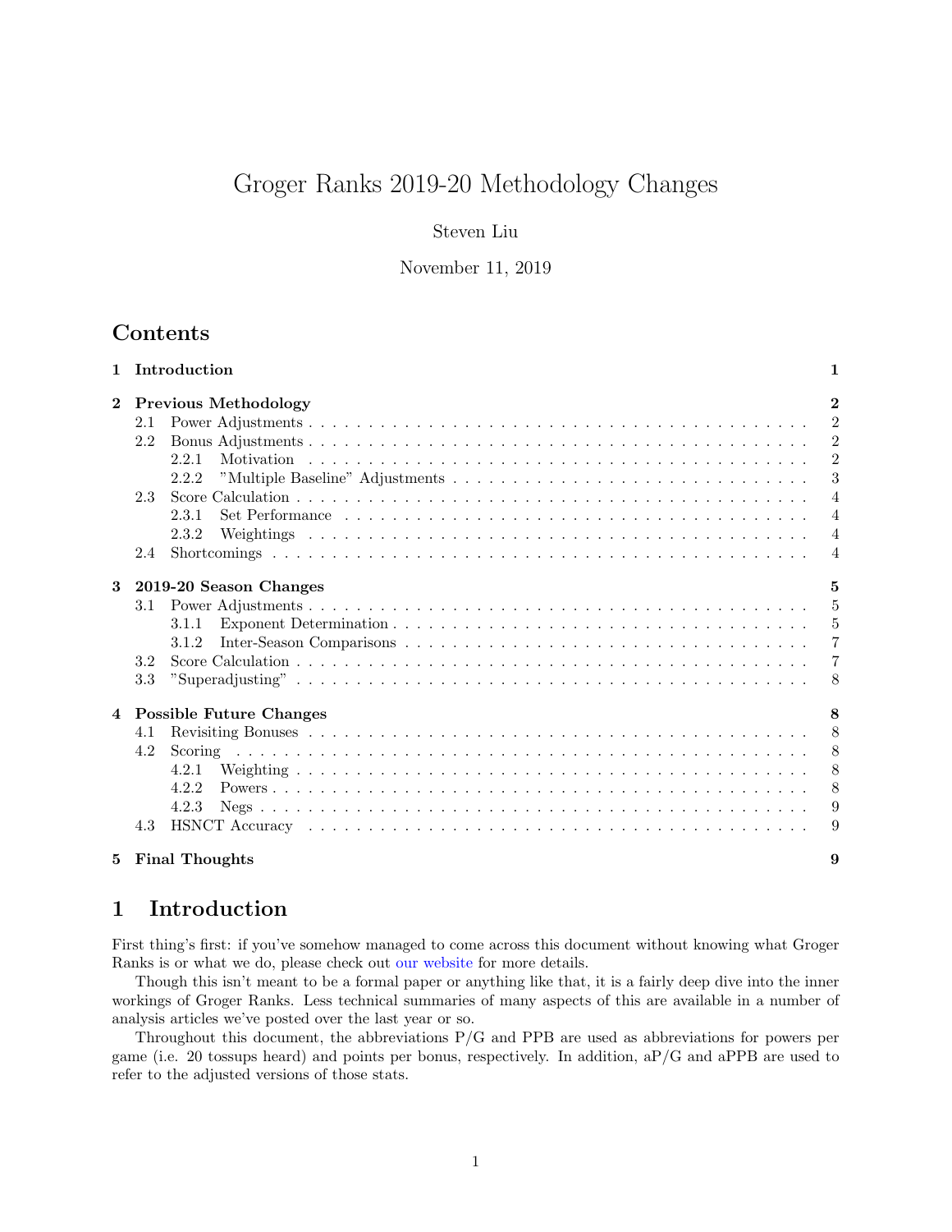# Groger Ranks 2019-20 Methodology Changes

Steven Liu

November 11, 2019

## Contents

- 1 Introduction — 1
- 2 Previous Methodology — 2
  - 2.1 Power Adjustments — 2
  - 2.2 Bonus Adjustments — 2
    - 2.2.1 Motivation — 2
    - 2.2.2 "Multiple Baseline" Adjustments — 3
  - 2.3 Score Calculation — 4
    - 2.3.1 Set Performance — 4
    - 2.3.2 Weightings — 4
  - 2.4 Shortcomings — 4
- 3 2019-20 Season Changes — 5
  - 3.1 Power Adjustments — 5
    - 3.1.1 Exponent Determination — 5
    - 3.1.2 Inter-Season Comparisons — 7
  - 3.2 Score Calculation — 7
  - 3.3 "Superadjusting" — 8
- 4 Possible Future Changes — 8
  - 4.1 Revisiting Bonuses — 8
  - 4.2 Scoring — 8
    - 4.2.1 Weighting — 8
    - 4.2.2 Powers — 8
    - 4.2.3 Negs — 9
  - 4.3 HSNCT Accuracy — 9
- 5 Final Thoughts — 9

## 1 Introduction

First thing's first: if you've somehow managed to come across this document without knowing what Groger Ranks is or what we do, please check out our website for more details.

Though this isn't meant to be a formal paper or anything like that, it is a fairly deep dive into the inner workings of Groger Ranks. Less technical summaries of many aspects of this are available in a number of analysis articles we've posted over the last year or so.

Throughout this document, the abbreviations P/G and PPB are used as abbreviations for powers per game (i.e. 20 tossups heard) and points per bonus, respectively. In addition, aP/G and aPPB are used to refer to the adjusted versions of those stats.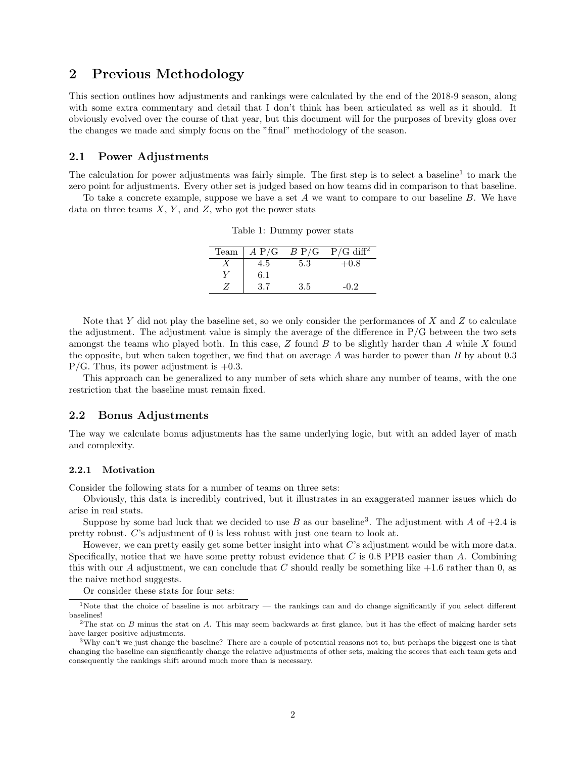## 2 Previous Methodology

This section outlines how adjustments and rankings were calculated by the end of the 2018-9 season, along with some extra commentary and detail that I don't think has been articulated as well as it should. It obviously evolved over the course of that year, but this document will for the purposes of brevity gloss over the changes we made and simply focus on the "final" methodology of the season.

### 2.1 Power Adjustments

The calculation for power adjustments was fairly simple. The first step is to select a baseline[1] to mark the zero point for adjustments. Every other set is judged based on how teams did in comparison to that baseline.

To take a concrete example, suppose we have a set $A$ we want to compare to our baseline $B$. We have data on three teams $X$, $Y$, and $Z$, who got the power stats

Table 1: Dummy power stats

| Team | $A$ P/G | $B$ P/G | P/G diff[2] |
|---|---|---|---|
| $X$ | 4.5 | 5.3 | +0.8 |
| $Y$ | 6.1 | | |
| $Z$ | 3.7 | 3.5 | -0.2 |

Note that $Y$ did not play the baseline set, so we only consider the performances of $X$ and $Z$ to calculate the adjustment. The adjustment value is simply the average of the difference in P/G between the two sets amongst the teams who played both. In this case, $Z$ found $B$ to be slightly harder than $A$ while $X$ found the opposite, but when taken together, we find that on average $A$ was harder to power than $B$ by about 0.3 P/G. Thus, its power adjustment is +0.3.

This approach can be generalized to any number of sets which share any number of teams, with the one restriction that the baseline must remain fixed.

### 2.2 Bonus Adjustments

The way we calculate bonus adjustments has the same underlying logic, but with an added layer of math and complexity.

#### 2.2.1 Motivation

Consider the following stats for a number of teams on three sets:

Obviously, this data is incredibly contrived, but it illustrates in an exaggerated manner issues which do arise in real stats.

Suppose by some bad luck that we decided to use $B$ as our baseline[3]. The adjustment with $A$ of +2.4 is pretty robust. $C$'s adjustment of 0 is less robust with just one team to look at.

However, we can pretty easily get some better insight into what $C$'s adjustment would be with more data. Specifically, notice that we have some pretty robust evidence that $C$ is 0.8 PPB easier than $A$. Combining this with our $A$ adjustment, we can conclude that $C$ should really be something like +1.6 rather than 0, as the naive method suggests.

Or consider these stats for four sets:

---

[1] Note that the choice of baseline is not arbitrary — the rankings can and do change significantly if you select different baselines!

[2] The stat on $B$ minus the stat on $A$. This may seem backwards at first glance, but it has the effect of making harder sets have larger positive adjustments.

[3] Why can't we just change the baseline? There are a couple of potential reasons not to, but perhaps the biggest one is that changing the baseline can significantly change the relative adjustments of other sets, making the scores that each team gets and consequently the rankings shift around much more than is necessary.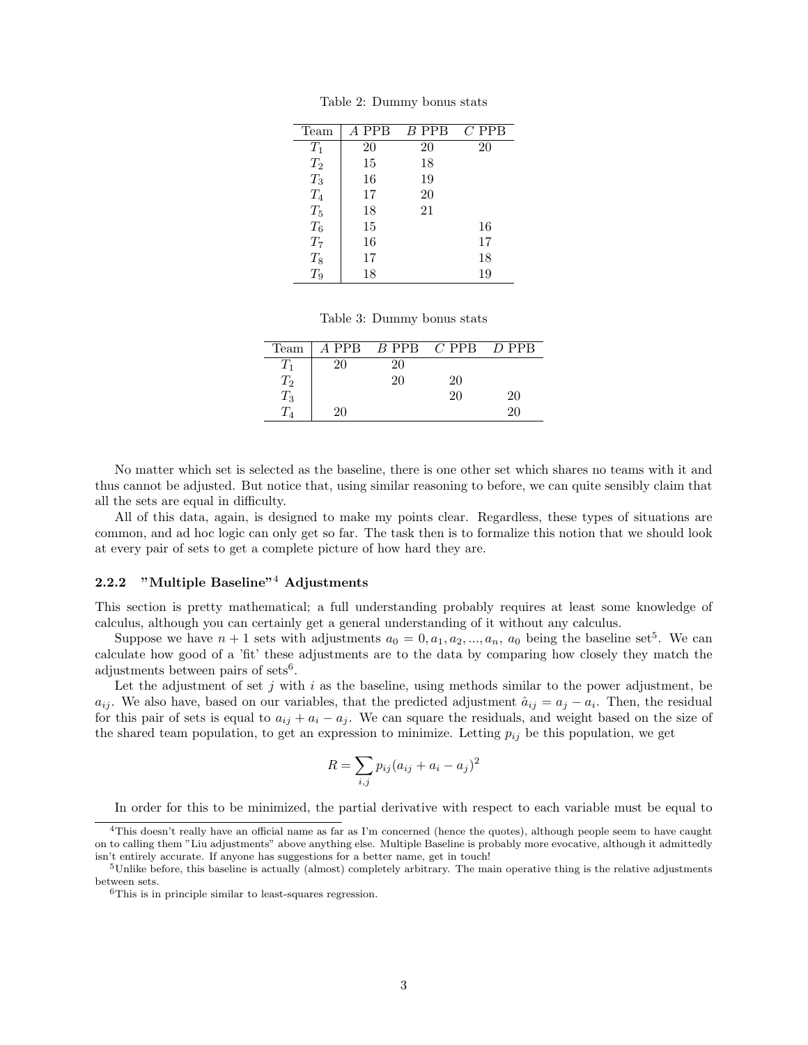Table 2: Dummy bonus stats

| Team | $A$ PPB | $B$ PPB | $C$ PPB |
|---|---|---|---|
| $T_1$ | 20 | 20 | 20 |
| $T_2$ | 15 | 18 | |
| $T_3$ | 16 | 19 | |
| $T_4$ | 17 | 20 | |
| $T_5$ | 18 | 21 | |
| $T_6$ | 15 | | 16 |
| $T_7$ | 16 | | 17 |
| $T_8$ | 17 | | 18 |
| $T_9$ | 18 | | 19 |

Table 3: Dummy bonus stats

| Team | $A$ PPB | $B$ PPB | $C$ PPB | $D$ PPB |
|---|---|---|---|---|
| $T_1$ | 20 | 20 | | |
| $T_2$ | | 20 | 20 | |
| $T_3$ | | | 20 | 20 |
| $T_4$ | 20 | | | 20 |

No matter which set is selected as the baseline, there is one other set which shares no teams with it and thus cannot be adjusted. But notice that, using similar reasoning to before, we can quite sensibly claim that all the sets are equal in difficulty.

All of this data, again, is designed to make my points clear. Regardless, these types of situations are common, and ad hoc logic can only get so far. The task then is to formalize this notion that we should look at every pair of sets to get a complete picture of how hard they are.

### 2.2.2 "Multiple Baseline"[4] Adjustments

This section is pretty mathematical; a full understanding probably requires at least some knowledge of calculus, although you can certainly get a general understanding of it without any calculus.

Suppose we have $n+1$ sets with adjustments $a_0 = 0, a_1, a_2, ..., a_n$, $a_0$ being the baseline set[5]. We can calculate how good of a 'fit' these adjustments are to the data by comparing how closely they match the adjustments between pairs of sets[6].

Let the adjustment of set $j$ with $i$ as the baseline, using methods similar to the power adjustment, be $a_{ij}$. We also have, based on our variables, that the predicted adjustment $\hat{a}_{ij} = a_j - a_i$. Then, the residual for this pair of sets is equal to $a_{ij} + a_i - a_j$. We can square the residuals, and weight based on the size of the shared team population, to get an expression to minimize. Letting $p_{ij}$ be this population, we get

$$R = \sum_{i,j} p_{ij}(a_{ij} + a_i - a_j)^2$$

In order for this to be minimized, the partial derivative with respect to each variable must be equal to

[4] This doesn't really have an official name as far as I'm concerned (hence the quotes), although people seem to have caught on to calling them "Liu adjustments" above anything else. Multiple Baseline is probably more evocative, although it admittedly isn't entirely accurate. If anyone has suggestions for a better name, get in touch!

[5] Unlike before, this baseline is actually (almost) completely arbitrary. The main operative thing is the relative adjustments between sets.

[6] This is in principle similar to least-squares regression.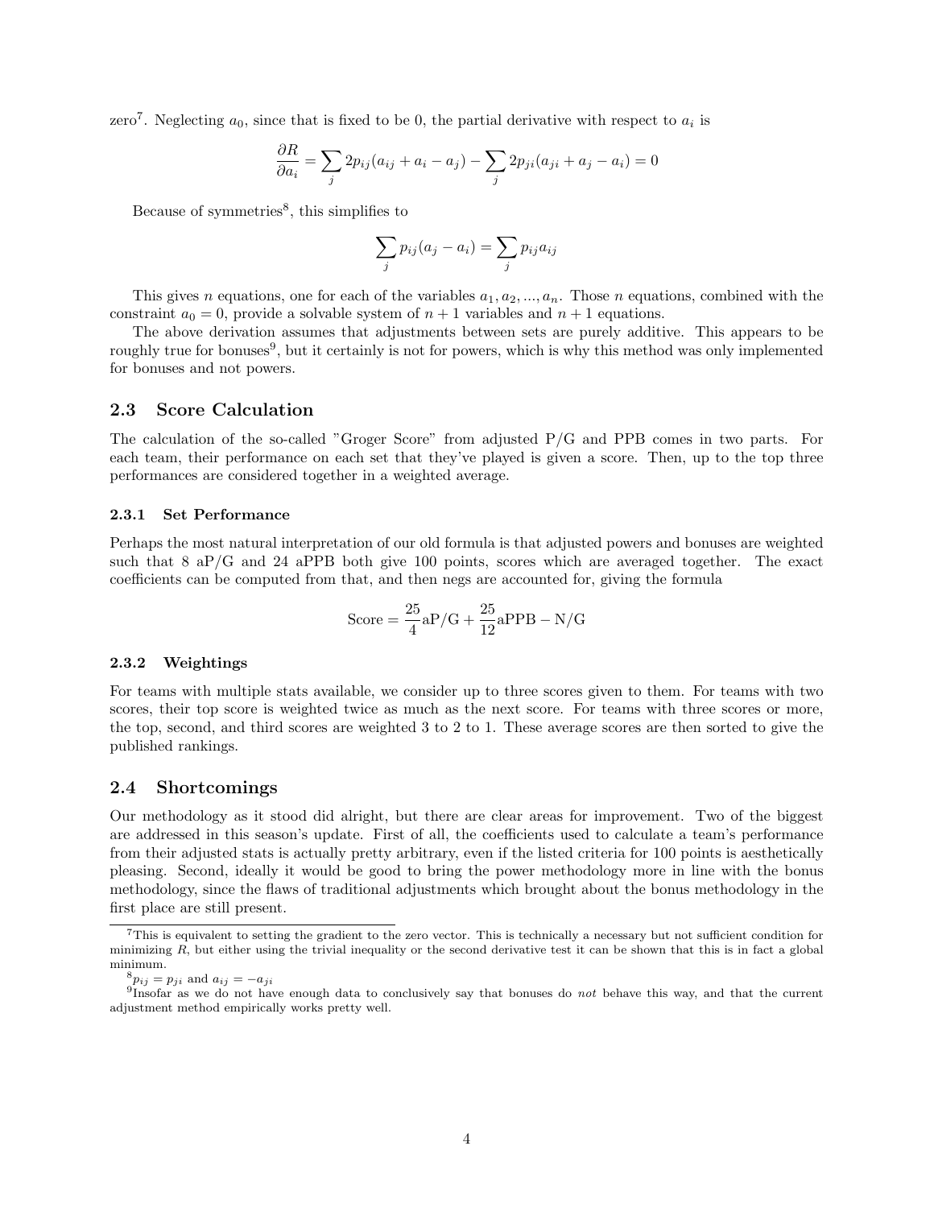zero[7]. Neglecting $a_0$, since that is fixed to be 0, the partial derivative with respect to $a_i$ is

$$\frac{\partial R}{\partial a_i} = \sum_j 2p_{ij}(a_{ij} + a_i - a_j) - \sum_j 2p_{ji}(a_{ji} + a_j - a_i) = 0$$

Because of symmetries[8], this simplifies to

$$\sum_j p_{ij}(a_j - a_i) = \sum_j p_{ij} a_{ij}$$

This gives $n$ equations, one for each of the variables $a_1, a_2, ..., a_n$. Those $n$ equations, combined with the constraint $a_0 = 0$, provide a solvable system of $n+1$ variables and $n+1$ equations.

The above derivation assumes that adjustments between sets are purely additive. This appears to be roughly true for bonuses[9], but it certainly is not for powers, which is why this method was only implemented for bonuses and not powers.

## 2.3 Score Calculation

The calculation of the so-called "Groger Score" from adjusted P/G and PPB comes in two parts. For each team, their performance on each set that they've played is given a score. Then, up to the top three performances are considered together in a weighted average.

### 2.3.1 Set Performance

Perhaps the most natural interpretation of our old formula is that adjusted powers and bonuses are weighted such that 8 aP/G and 24 aPPB both give 100 points, scores which are averaged together. The exact coefficients can be computed from that, and then negs are accounted for, giving the formula

$$\text{Score} = \frac{25}{4}\text{aP/G} + \frac{25}{12}\text{aPPB} - \text{N/G}$$

### 2.3.2 Weightings

For teams with multiple stats available, we consider up to three scores given to them. For teams with two scores, their top score is weighted twice as much as the next score. For teams with three scores or more, the top, second, and third scores are weighted 3 to 2 to 1. These average scores are then sorted to give the published rankings.

## 2.4 Shortcomings

Our methodology as it stood did alright, but there are clear areas for improvement. Two of the biggest are addressed in this season's update. First of all, the coefficients used to calculate a team's performance from their adjusted stats is actually pretty arbitrary, even if the listed criteria for 100 points is aesthetically pleasing. Second, ideally it would be good to bring the power methodology more in line with the bonus methodology, since the flaws of traditional adjustments which brought about the bonus methodology in the first place are still present.

---

[7] This is equivalent to setting the gradient to the zero vector. This is technically a necessary but not sufficient condition for minimizing $R$, but either using the trivial inequality or the second derivative test it can be shown that this is in fact a global minimum.

[8] $p_{ij} = p_{ji}$ and $a_{ij} = -a_{ji}$

[9] Insofar as we do not have enough data to conclusively say that bonuses do *not* behave this way, and that the current adjustment method empirically works pretty well.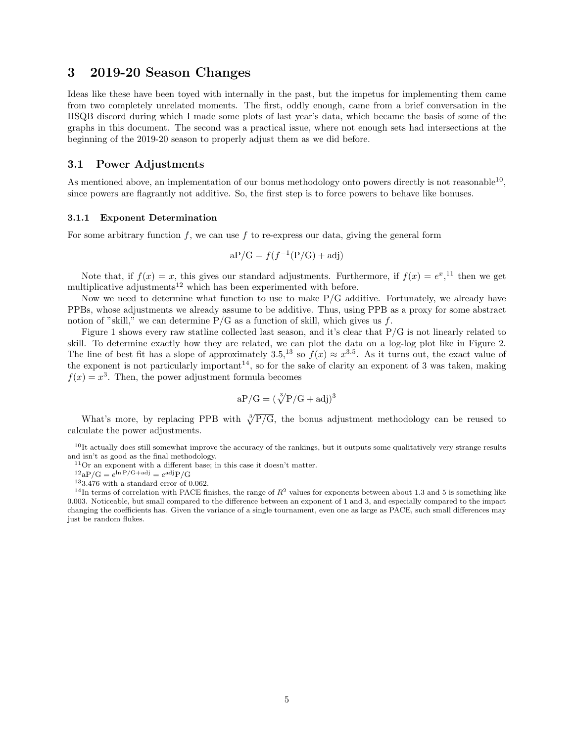# 3 2019-20 Season Changes

Ideas like these have been toyed with internally in the past, but the impetus for implementing them came from two completely unrelated moments. The first, oddly enough, came from a brief conversation in the HSQB discord during which I made some plots of last year's data, which became the basis of some of the graphs in this document. The second was a practical issue, where not enough sets had intersections at the beginning of the 2019-20 season to properly adjust them as we did before.

## 3.1 Power Adjustments

As mentioned above, an implementation of our bonus methodology onto powers directly is not reasonable[10], since powers are flagrantly not additive. So, the first step is to force powers to behave like bonuses.

### 3.1.1 Exponent Determination

For some arbitrary function $f$, we can use $f$ to re-express our data, giving the general form

$$\text{aP/G} = f(f^{-1}(\text{P/G}) + \text{adj})$$

Note that, if $f(x) = x$, this gives our standard adjustments. Furthermore, if $f(x) = e^x$,[11] then we get multiplicative adjustments[12] which has been experimented with before.

Now we need to determine what function to use to make P/G additive. Fortunately, we already have PPBs, whose adjustments we already assume to be additive. Thus, using PPB as a proxy for some abstract notion of "skill," we can determine P/G as a function of skill, which gives us $f$.

Figure 1 shows every raw statline collected last season, and it's clear that P/G is not linearly related to skill. To determine exactly how they are related, we can plot the data on a log-log plot like in Figure 2. The line of best fit has a slope of approximately 3.5,[13] so $f(x) \approx x^{3.5}$. As it turns out, the exact value of the exponent is not particularly important[14], so for the sake of clarity an exponent of 3 was taken, making $f(x) = x^3$. Then, the power adjustment formula becomes

$$\text{aP/G} = (\sqrt[3]{\text{P/G}} + \text{adj})^3$$

What's more, by replacing PPB with $\sqrt[3]{\text{P/G}}$, the bonus adjustment methodology can be reused to calculate the power adjustments.

---

[10] It actually does still somewhat improve the accuracy of the rankings, but it outputs some qualitatively very strange results and isn't as good as the final methodology.

[11] Or an exponent with a different base; in this case it doesn't matter.

[12] $\text{aP/G} = e^{\ln \text{P/G} + \text{adj}} = e^{\text{adj}}\text{P/G}$

[13] 3.476 with a standard error of 0.062.

[14] In terms of correlation with PACE finishes, the range of $R^2$ values for exponents between about 1.3 and 5 is something like 0.003. Noticeable, but small compared to the difference between an exponent of 1 and 3, and especially compared to the impact changing the coefficients has. Given the variance of a single tournament, even one as large as PACE, such small differences may just be random flukes.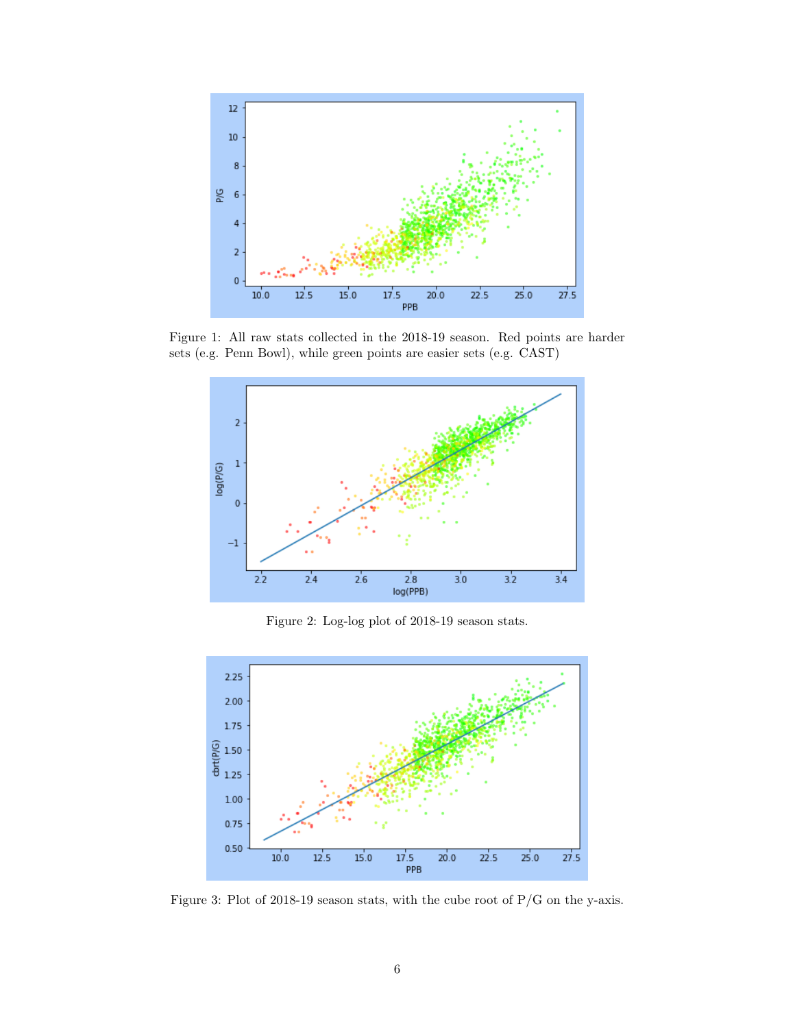Figure 1: All raw stats collected in the 2018-19 season. Red points are harder sets (e.g. Penn Bowl), while green points are easier sets (e.g. CAST)

Figure 2: Log-log plot of 2018-19 season stats.

Figure 3: Plot of 2018-19 season stats, with the cube root of P/G on the y-axis.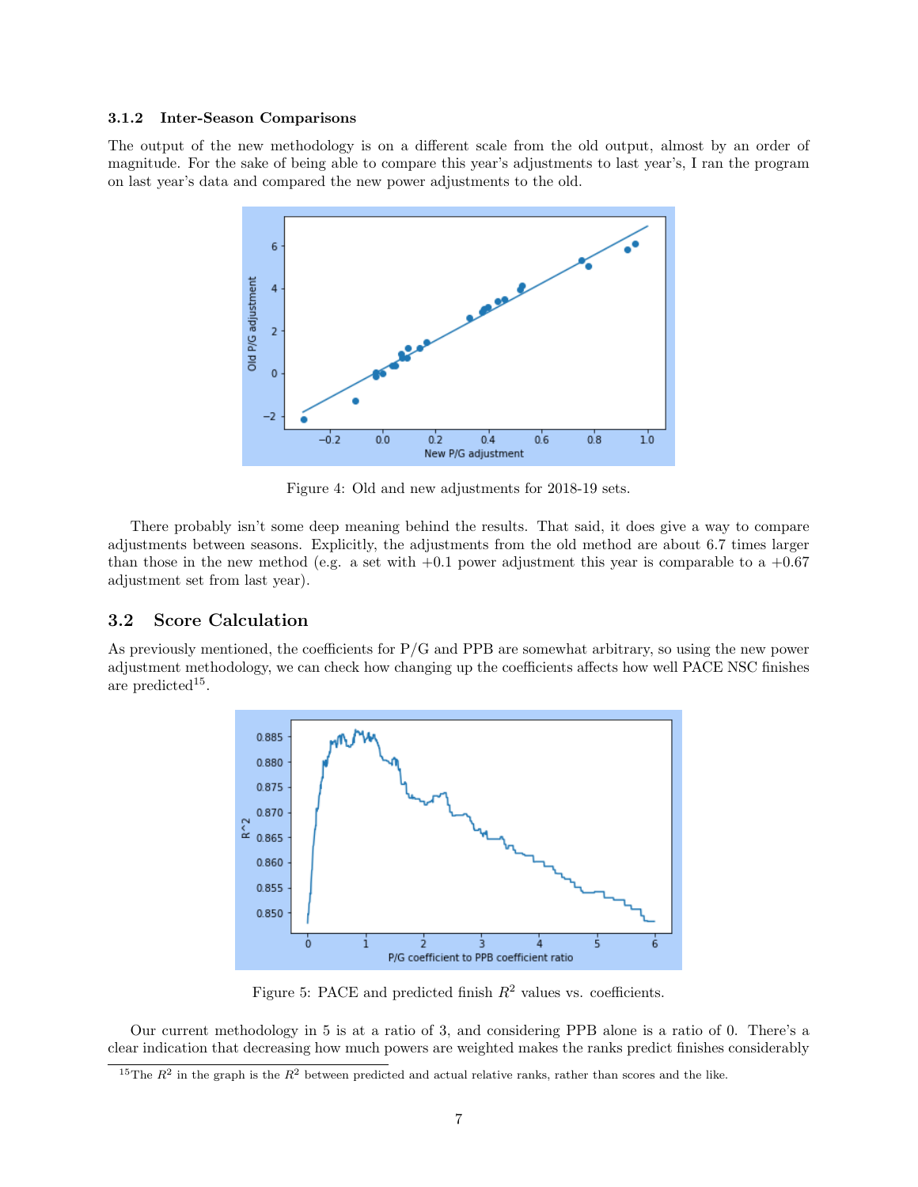### 3.1.2 Inter-Season Comparisons

The output of the new methodology is on a different scale from the old output, almost by an order of magnitude. For the sake of being able to compare this year's adjustments to last year's, I ran the program on last year's data and compared the new power adjustments to the old.

Figure 4: Old and new adjustments for 2018-19 sets.

There probably isn't some deep meaning behind the results. That said, it does give a way to compare adjustments between seasons. Explicitly, the adjustments from the old method are about 6.7 times larger than those in the new method (e.g. a set with +0.1 power adjustment this year is comparable to a +0.67 adjustment set from last year).

## 3.2 Score Calculation

As previously mentioned, the coefficients for P/G and PPB are somewhat arbitrary, so using the new power adjustment methodology, we can check how changing up the coefficients affects how well PACE NSC finishes are predicted[15].

Figure 5: PACE and predicted finish $R^2$ values vs. coefficients.

Our current methodology in 5 is at a ratio of 3, and considering PPB alone is a ratio of 0. There's a clear indication that decreasing how much powers are weighted makes the ranks predict finishes considerably

[15] The $R^2$ in the graph is the $R^2$ between predicted and actual relative ranks, rather than scores and the like.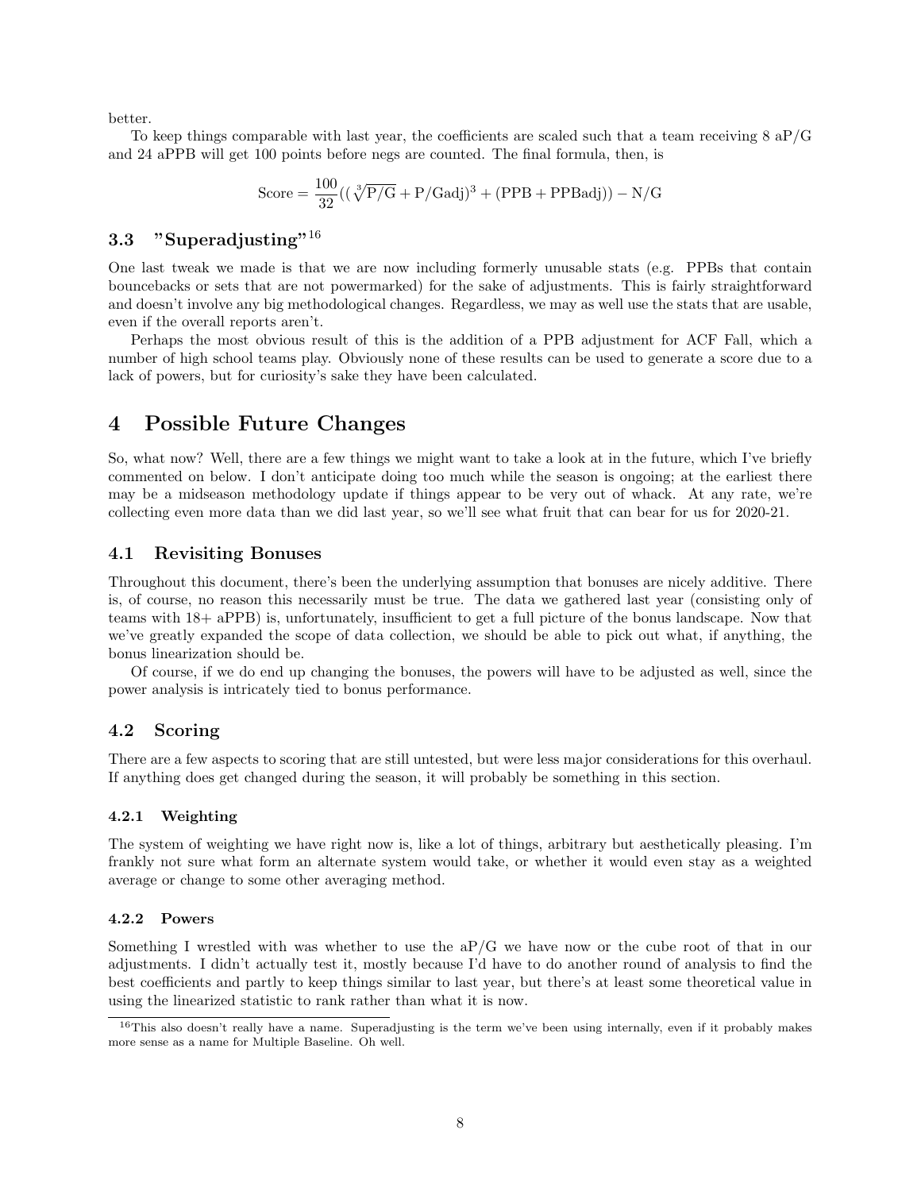better.

To keep things comparable with last year, the coefficients are scaled such that a team receiving 8 aP/G and 24 aPPB will get 100 points before negs are counted. The final formula, then, is

$$\text{Score} = \frac{100}{32}((\sqrt[3]{\text{P/G}} + \text{P/Gadj})^3 + (\text{PPB} + \text{PPBadj})) - \text{N/G}$$

### 3.3 "Superadjusting"[16]

One last tweak we made is that we are now including formerly unusable stats (e.g. PPBs that contain bouncebacks or sets that are not powermarked) for the sake of adjustments. This is fairly straightforward and doesn't involve any big methodological changes. Regardless, we may as well use the stats that are usable, even if the overall reports aren't.

Perhaps the most obvious result of this is the addition of a PPB adjustment for ACF Fall, which a number of high school teams play. Obviously none of these results can be used to generate a score due to a lack of powers, but for curiosity's sake they have been calculated.

## 4 Possible Future Changes

So, what now? Well, there are a few things we might want to take a look at in the future, which I've briefly commented on below. I don't anticipate doing too much while the season is ongoing; at the earliest there may be a midseason methodology update if things appear to be very out of whack. At any rate, we're collecting even more data than we did last year, so we'll see what fruit that can bear for us for 2020-21.

### 4.1 Revisiting Bonuses

Throughout this document, there's been the underlying assumption that bonuses are nicely additive. There is, of course, no reason this necessarily must be true. The data we gathered last year (consisting only of teams with 18+ aPPB) is, unfortunately, insufficient to get a full picture of the bonus landscape. Now that we've greatly expanded the scope of data collection, we should be able to pick out what, if anything, the bonus linearization should be.

Of course, if we do end up changing the bonuses, the powers will have to be adjusted as well, since the power analysis is intricately tied to bonus performance.

### 4.2 Scoring

There are a few aspects to scoring that are still untested, but were less major considerations for this overhaul. If anything does get changed during the season, it will probably be something in this section.

#### 4.2.1 Weighting

The system of weighting we have right now is, like a lot of things, arbitrary but aesthetically pleasing. I'm frankly not sure what form an alternate system would take, or whether it would even stay as a weighted average or change to some other averaging method.

#### 4.2.2 Powers

Something I wrestled with was whether to use the aP/G we have now or the cube root of that in our adjustments. I didn't actually test it, mostly because I'd have to do another round of analysis to find the best coefficients and partly to keep things similar to last year, but there's at least some theoretical value in using the linearized statistic to rank rather than what it is now.

[16] This also doesn't really have a name. Superadjusting is the term we've been using internally, even if it probably makes more sense as a name for Multiple Baseline. Oh well.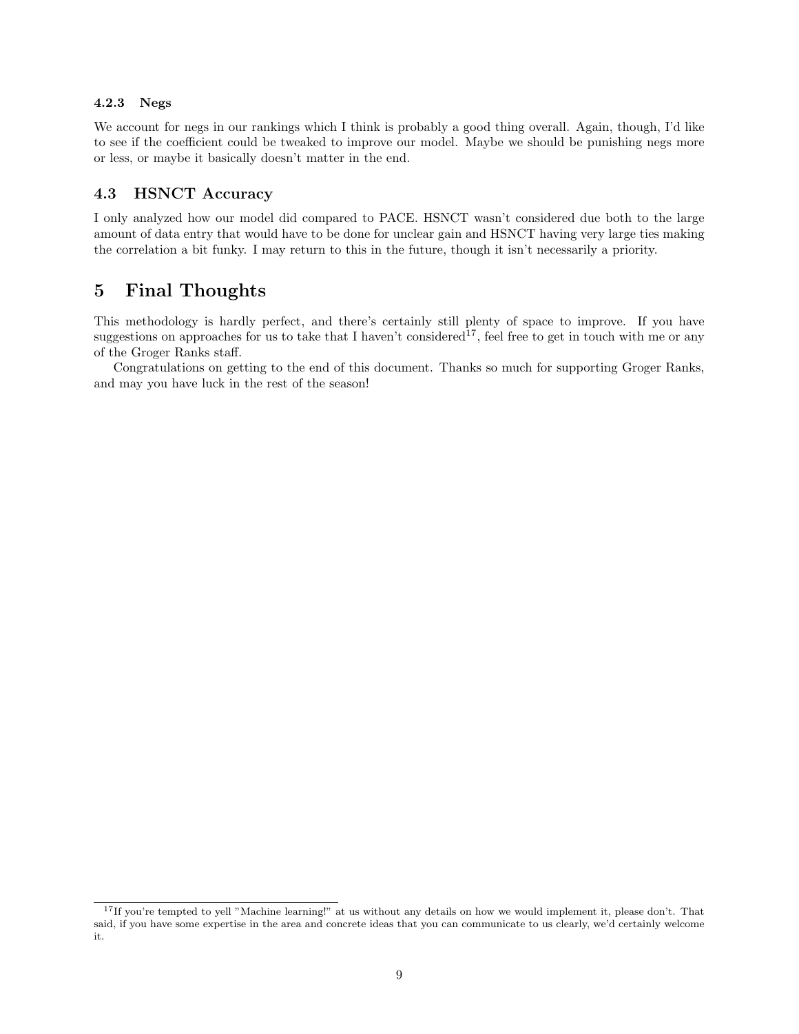#### 4.2.3 Negs

We account for negs in our rankings which I think is probably a good thing overall. Again, though, I'd like to see if the coefficient could be tweaked to improve our model. Maybe we should be punishing negs more or less, or maybe it basically doesn't matter in the end.

### 4.3 HSNCT Accuracy

I only analyzed how our model did compared to PACE. HSNCT wasn't considered due both to the large amount of data entry that would have to be done for unclear gain and HSNCT having very large ties making the correlation a bit funky. I may return to this in the future, though it isn't necessarily a priority.

## 5 Final Thoughts

This methodology is hardly perfect, and there's certainly still plenty of space to improve. If you have suggestions on approaches for us to take that I haven't considered[17], feel free to get in touch with me or any of the Groger Ranks staff.

Congratulations on getting to the end of this document. Thanks so much for supporting Groger Ranks, and may you have luck in the rest of the season!

[17] If you're tempted to yell "Machine learning!" at us without any details on how we would implement it, please don't. That said, if you have some expertise in the area and concrete ideas that you can communicate to us clearly, we'd certainly welcome it.